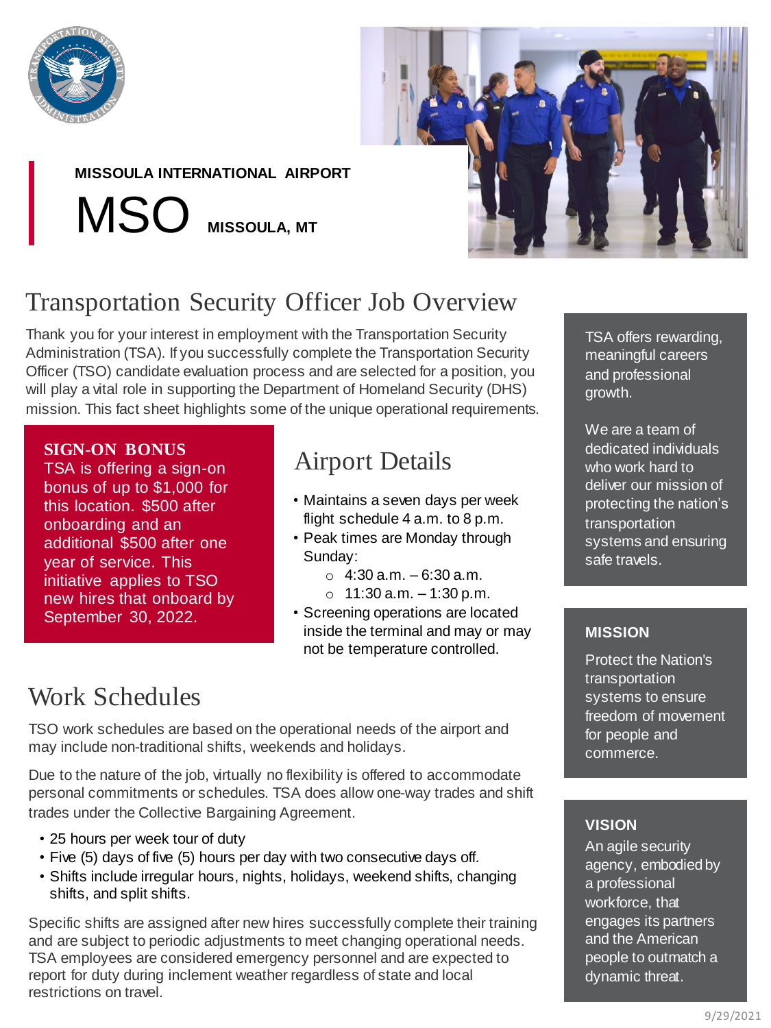**MISSOULA INTERNATIONAL AIRPORT**

# MSO

**MISSOULA, MT**

## Transportation Security Officer Job Overview

Thank you for your interest in employment with the Transportation Security Administration (TSA). If you successfully complete the Transportation Security Officer (TSO) candidate evaluation process and are selected for a position, you will play a vital role in supporting the Department of Homeland Security (DHS) mission. This fact sheet highlights some of the unique operational requirements.

**SIGN-ON BONUS**

TSA is offering a sign-on bonus of up to $1,000 for this location. $500 after onboarding and an additional $500 after one year of service. This initiative applies to TSO new hires that onboard by September 30, 2022.

## Airport Details

- Maintains a seven days per week flight schedule 4 a.m. to 8 p.m.
- Peak times are Monday through Sunday:
  - 4:30 a.m. – 6:30 a.m.
  - 11:30 a.m. – 1:30 p.m.
- Screening operations are located inside the terminal and may or may not be temperature controlled.

## Work Schedules

TSO work schedules are based on the operational needs of the airport and may include non-traditional shifts, weekends and holidays.

Due to the nature of the job, virtually no flexibility is offered to accommodate personal commitments or schedules. TSA does allow one-way trades and shift trades under the Collective Bargaining Agreement.

- 25 hours per week tour of duty
- Five (5) days of five (5) hours per day with two consecutive days off.
- Shifts include irregular hours, nights, holidays, weekend shifts, changing shifts, and split shifts.

Specific shifts are assigned after new hires successfully complete their training and are subject to periodic adjustments to meet changing operational needs. TSA employees are considered emergency personnel and are expected to report for duty during inclement weather regardless of state and local restrictions on travel.

TSA offers rewarding, meaningful careers and professional growth.

We are a team of dedicated individuals who work hard to deliver our mission of protecting the nation's transportation systems and ensuring safe travels.

**MISSION**

Protect the Nation's transportation systems to ensure freedom of movement for people and commerce.

**VISION**

An agile security agency, embodied by a professional workforce, that engages its partners and the American people to outmatch a dynamic threat.

9/29/2021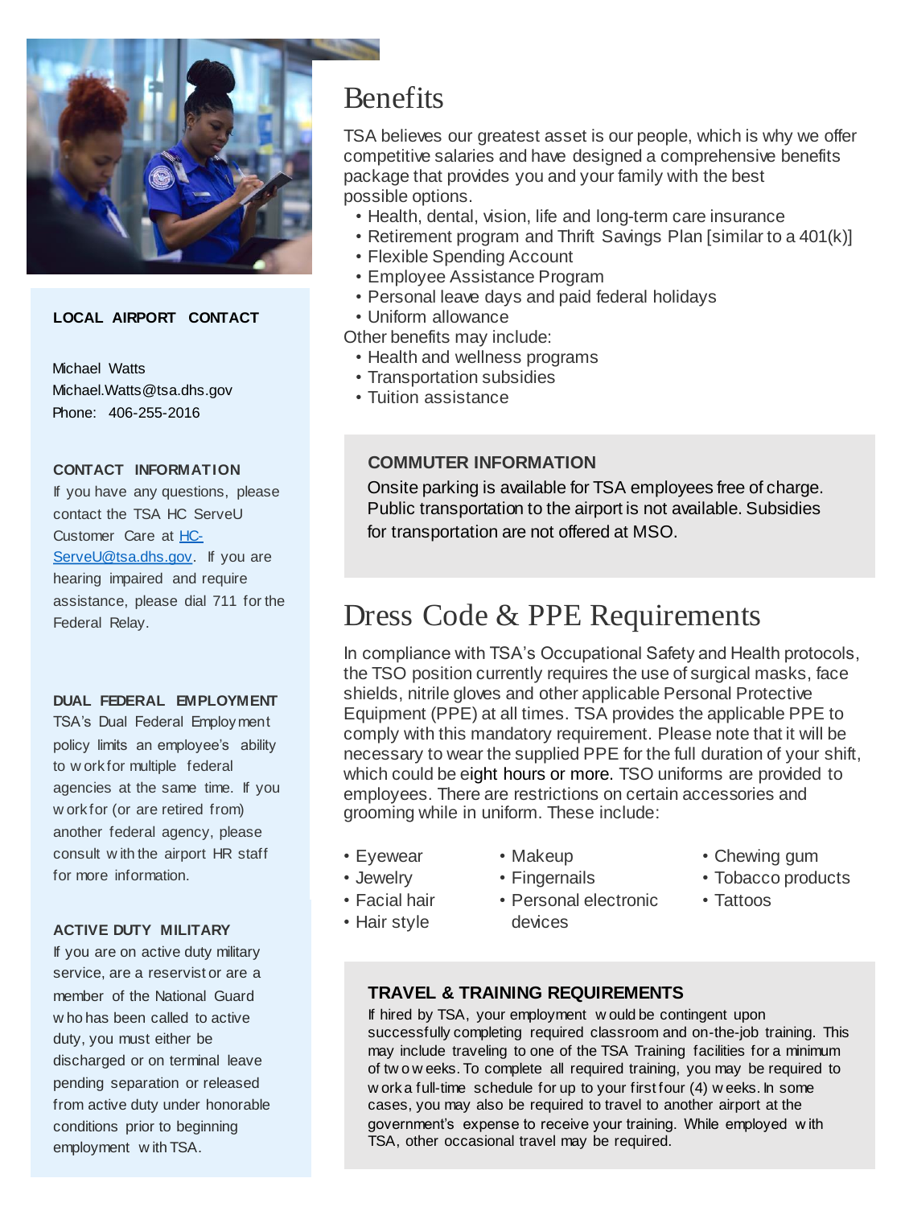**LOCAL AIRPORT CONTACT**

Michael Watts
Michael.Watts@tsa.dhs.gov
Phone: 406-255-2016

**CONTACT INFORMATION**

If you have any questions, please contact the TSA HC ServeU Customer Care at HC-ServeU@tsa.dhs.gov. If you are hearing impaired and require assistance, please dial 711 for the Federal Relay.

**DUAL FEDERAL EMPLOYMENT**

TSA's Dual Federal Employment policy limits an employee's ability to work for multiple federal agencies at the same time. If you work for (or are retired from) another federal agency, please consult with the airport HR staff for more information.

**ACTIVE DUTY MILITARY**

If you are on active duty military service, are a reservist or are a member of the National Guard who has been called to active duty, you must either be discharged or on terminal leave pending separation or released from active duty under honorable conditions prior to beginning employment with TSA.

# Benefits

TSA believes our greatest asset is our people, which is why we offer competitive salaries and have designed a comprehensive benefits package that provides you and your family with the best possible options.

- Health, dental, vision, life and long-term care insurance
- Retirement program and Thrift Savings Plan [similar to a 401(k)]
- Flexible Spending Account
- Employee Assistance Program
- Personal leave days and paid federal holidays
- Uniform allowance

Other benefits may include:

- Health and wellness programs
- Transportation subsidies
- Tuition assistance

**COMMUTER INFORMATION**

Onsite parking is available for TSA employees free of charge. Public transportation to the airport is not available. Subsidies for transportation are not offered at MSO.

# Dress Code & PPE Requirements

In compliance with TSA's Occupational Safety and Health protocols, the TSO position currently requires the use of surgical masks, face shields, nitrile gloves and other applicable Personal Protective Equipment (PPE) at all times. TSA provides the applicable PPE to comply with this mandatory requirement. Please note that it will be necessary to wear the supplied PPE for the full duration of your shift, which could be eight hours or more. TSO uniforms are provided to employees. There are restrictions on certain accessories and grooming while in uniform. These include:

- Eyewear
- Jewelry
- Facial hair
- Hair style
- Makeup
- Fingernails
- Personal electronic devices
- Chewing gum
- Tobacco products
- Tattoos

**TRAVEL & TRAINING REQUIREMENTS**

If hired by TSA, your employment would be contingent upon successfully completing required classroom and on-the-job training. This may include traveling to one of the TSA Training facilities for a minimum of two weeks. To complete all required training, you may be required to work a full-time schedule for up to your first four (4) weeks. In some cases, you may also be required to travel to another airport at the government's expense to receive your training. While employed with TSA, other occasional travel may be required.